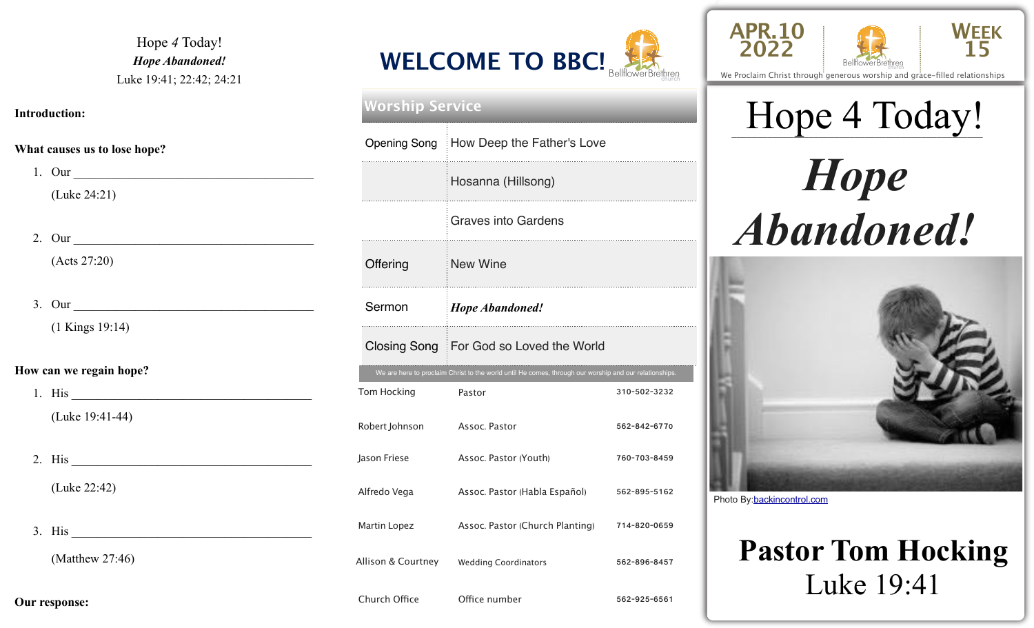Hope *4* Today!

***Hope Abandoned!***

Luke 19:41; 22:42; 24:21

**Introduction:**

**What causes us to lose hope?**

1. Our ______________________________________

   (Luke 24:21)

2. Our ______________________________________

   (Acts 27:20)

3. Our ______________________________________

   (1 Kings 19:14)

**How can we regain hope?**

1. His ______________________________________

   (Luke 19:41-44)

2. His ______________________________________

   (Luke 22:42)

3. His ______________________________________

   (Matthew 27:46)

**Our response:**

# WELCOME TO BBC!

Bellflower Brethren church

## Worship Service

| | |
|---|---|
| Opening Song | How Deep the Father's Love |
| | Hosanna (Hillsong) |
| | Graves into Gardens |
| Offering | New Wine |
| Sermon | ***Hope Abandoned!*** |
| Closing Song | For God so Loved the World |

We are here to proclaim Christ to the world until He comes, through our worship and our relationships.

| | | |
|---|---|---|
| Tom Hocking | Pastor | 310-502-3232 |
| Robert Johnson | Assoc. Pastor | 562-842-6770 |
| Jason Friese | Assoc. Pastor (Youth) | 760-703-8459 |
| Alfredo Vega | Assoc. Pastor (Habla Español) | 562-895-5162 |
| Martin Lopez | Assoc. Pastor (Church Planting) | 714-820-0659 |
| Allison & Courtney | Wedding Coordinators | 562-896-8457 |
| Church Office | Office number | 562-925-6561 |

APR.10 2022 | Bellflower Brethren church | WEEK 15

We Proclaim Christ through generous worship and grace-filled relationships

# Hope 4 Today!

# ***Hope Abandoned!***

Photo By: backincontrol.com

**Pastor Tom Hocking**

Luke 19:41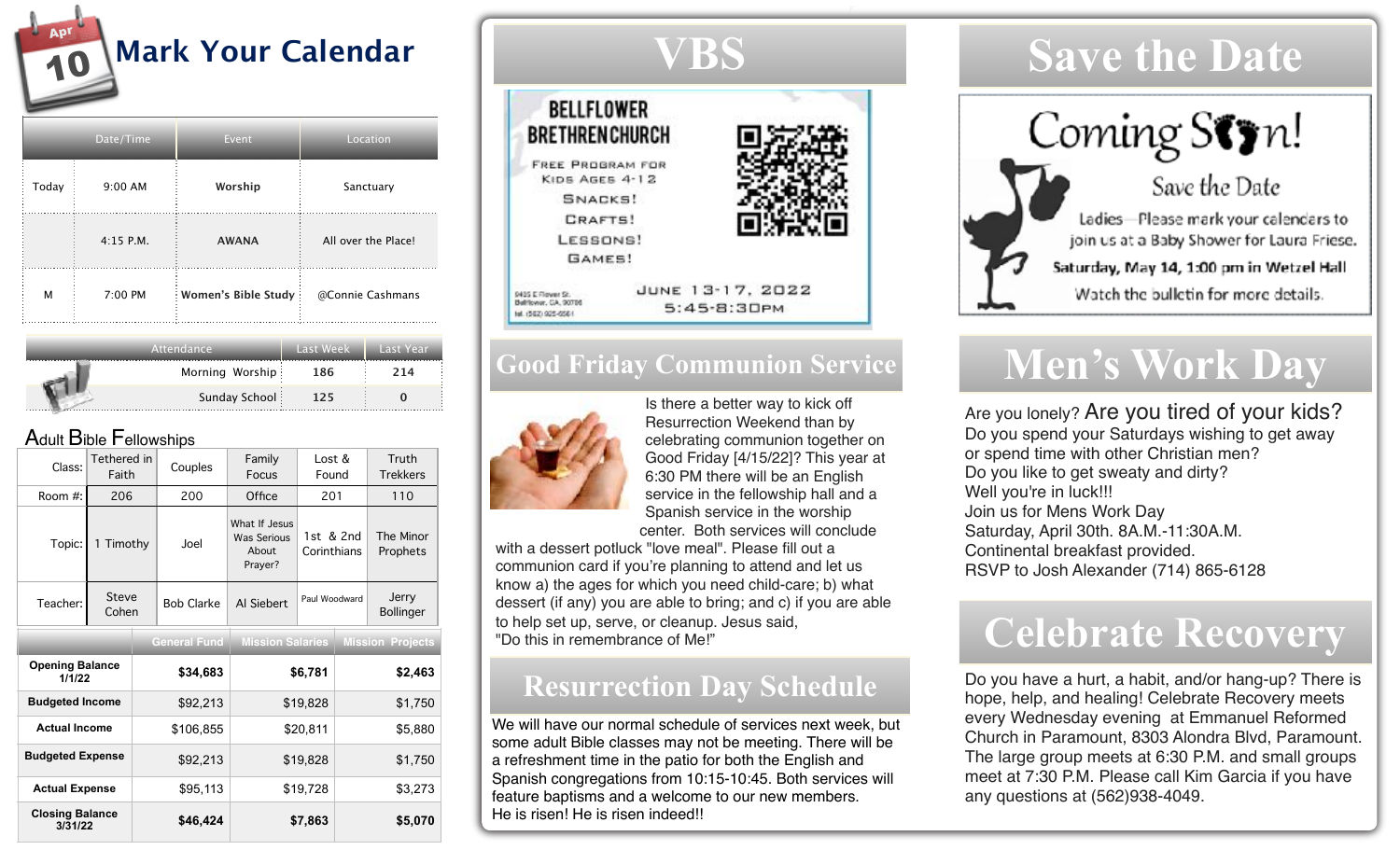# Mark Your Calendar

| | Date/Time | Event | Location |
|---|---|---|---|
| Today | 9:00 AM | Worship | Sanctuary |
| | 4:15 P.M. | AWANA | All over the Place! |
| M | 7:00 PM | Women's Bible Study | @Connie Cashmans |

| Attendance | Last Week | Last Year |
|---|---|---|
| Morning Worship | 186 | 214 |
| Sunday School | 125 | 0 |

## Adult Bible Fellowships

| Class: | Tethered in Faith | Couples | Family Focus | Lost & Found | Truth Trekkers |
|---|---|---|---|---|---|
| Room #: | 206 | 200 | Office | 201 | 110 |
| Topic: | 1 Timothy | Joel | What If Jesus Was Serious About Prayer? | 1st & 2nd Corinthians | The Minor Prophets |
| Teacher: | Steve Cohen | Bob Clarke | Al Siebert | Paul Woodward | Jerry Bollinger |

| | General Fund | Mission Salaries | Mission Projects |
|---|---|---|---|
| **Opening Balance 1/1/22** | **$34,683** | **$6,781** | **$2,463** |
| **Budgeted Income** | $92,213 | $19,828 | $1,750 |
| **Actual Income** | $106,855 | $20,811 | $5,880 |
| **Budgeted Expense** | $92,213 | $19,828 | $1,750 |
| **Actual Expense** | $95,113 | $19,728 | $3,273 |
| **Closing Balance 3/31/22** | **$46,424** | **$7,863** | **$5,070** |

# VBS

**BELLFLOWER BRETHREN CHURCH**

Free Program for Kids Ages 4-12

Snacks!
Crafts!
Lessons!
Games!

9405 E Flower St.
Bellflower, CA, 90706
tel (562) 925-6561

June 13-17, 2022
5:45-8:30PM

# Good Friday Communion Service

Is there a better way to kick off Resurrection Weekend than by celebrating communion together on Good Friday [4/15/22]? This year at 6:30 PM there will be an English service in the fellowship hall and a Spanish service in the worship center. Both services will conclude with a dessert potluck "love meal". Please fill out a communion card if you're planning to attend and let us know a) the ages for which you need child-care; b) what dessert (if any) you are able to bring; and c) if you are able to help set up, serve, or cleanup. Jesus said, "Do this in remembrance of Me!"

# Resurrection Day Schedule

We will have our normal schedule of services next week, but some adult Bible classes may not be meeting. There will be a refreshment time in the patio for both the English and Spanish congregations from 10:15-10:45. Both services will feature baptisms and a welcome to our new members.
He is risen! He is risen indeed!!

# Save the Date

Coming Soon!

Save the Date

Ladies—Please mark your calendars to join us at a Baby Shower for Laura Friese.

**Saturday, May 14, 1:00 pm in Wetzel Hall**

Watch the bulletin for more details.

# Men's Work Day

Are you lonely? Are you tired of your kids?
Do you spend your Saturdays wishing to get away or spend time with other Christian men?
Do you like to get sweaty and dirty?
Well you're in luck!!!
Join us for Mens Work Day
Saturday, April 30th. 8A.M.-11:30A.M.
Continental breakfast provided.
RSVP to Josh Alexander (714) 865-6128

# Celebrate Recovery

Do you have a hurt, a habit, and/or hang-up? There is hope, help, and healing! Celebrate Recovery meets every Wednesday evening at Emmanuel Reformed Church in Paramount, 8303 Alondra Blvd, Paramount. The large group meets at 6:30 P.M. and small groups meet at 7:30 P.M. Please call Kim Garcia if you have any questions at (562)938-4049.